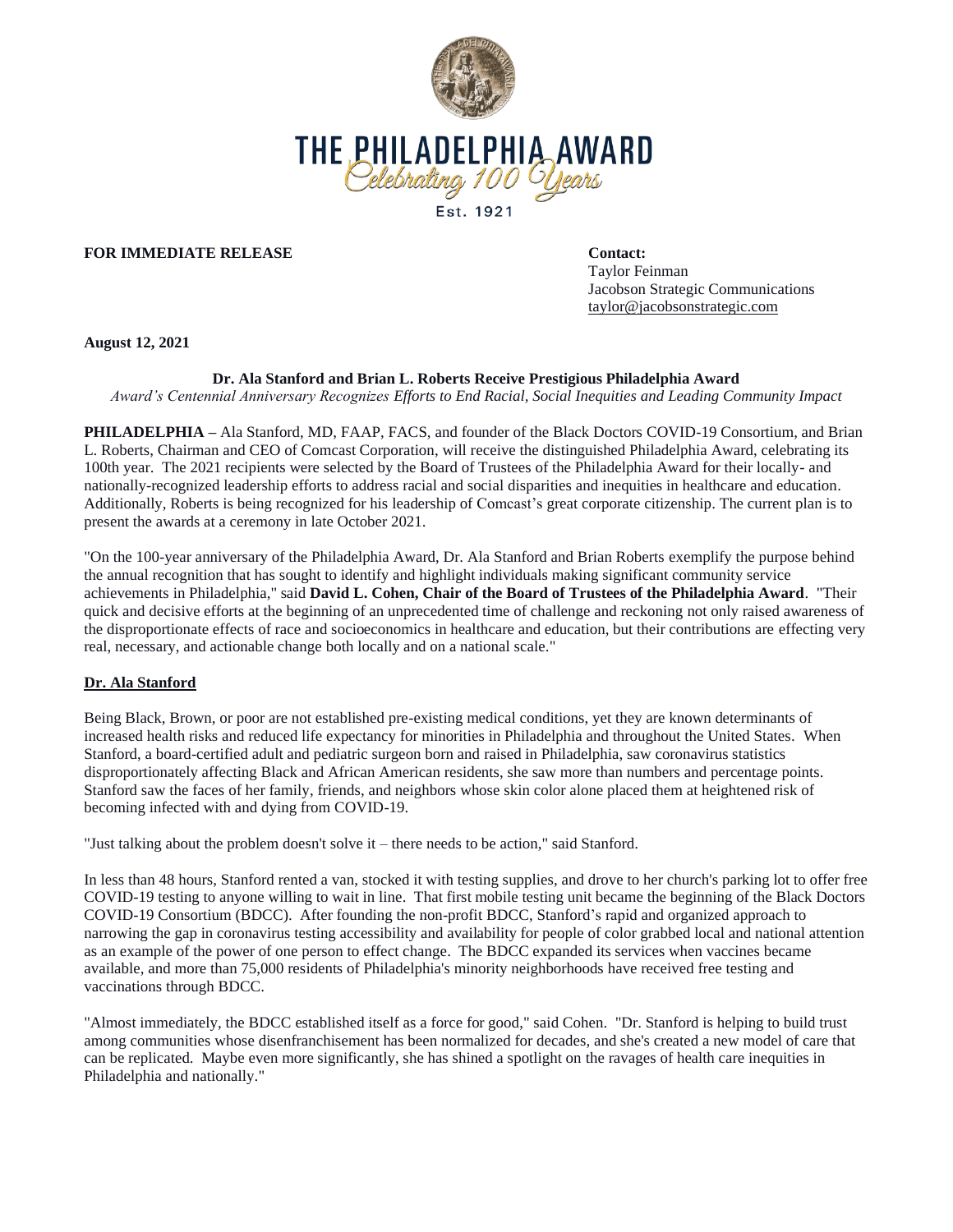# THE PHILADELPHIA AWARD

*Celebrating 100 Years*

Est. 1921

**FOR IMMEDIATE RELEASE**

**Contact:**
Taylor Feinman
Jacobson Strategic Communications
taylor@jacobsonstrategic.com

**August 12, 2021**

**Dr. Ala Stanford and Brian L. Roberts Receive Prestigious Philadelphia Award**

*Award's Centennial Anniversary Recognizes Efforts to End Racial, Social Inequities and Leading Community Impact*

**PHILADELPHIA –** Ala Stanford, MD, FAAP, FACS, and founder of the Black Doctors COVID-19 Consortium, and Brian L. Roberts, Chairman and CEO of Comcast Corporation, will receive the distinguished Philadelphia Award, celebrating its 100th year. The 2021 recipients were selected by the Board of Trustees of the Philadelphia Award for their locally- and nationally-recognized leadership efforts to address racial and social disparities and inequities in healthcare and education. Additionally, Roberts is being recognized for his leadership of Comcast's great corporate citizenship. The current plan is to present the awards at a ceremony in late October 2021.

"On the 100-year anniversary of the Philadelphia Award, Dr. Ala Stanford and Brian Roberts exemplify the purpose behind the annual recognition that has sought to identify and highlight individuals making significant community service achievements in Philadelphia," said **David L. Cohen, Chair of the Board of Trustees of the Philadelphia Award**. "Their quick and decisive efforts at the beginning of an unprecedented time of challenge and reckoning not only raised awareness of the disproportionate effects of race and socioeconomics in healthcare and education, but their contributions are effecting very real, necessary, and actionable change both locally and on a national scale."

## Dr. Ala Stanford

Being Black, Brown, or poor are not established pre-existing medical conditions, yet they are known determinants of increased health risks and reduced life expectancy for minorities in Philadelphia and throughout the United States. When Stanford, a board-certified adult and pediatric surgeon born and raised in Philadelphia, saw coronavirus statistics disproportionately affecting Black and African American residents, she saw more than numbers and percentage points. Stanford saw the faces of her family, friends, and neighbors whose skin color alone placed them at heightened risk of becoming infected with and dying from COVID-19.

"Just talking about the problem doesn't solve it – there needs to be action," said Stanford.

In less than 48 hours, Stanford rented a van, stocked it with testing supplies, and drove to her church's parking lot to offer free COVID-19 testing to anyone willing to wait in line. That first mobile testing unit became the beginning of the Black Doctors COVID-19 Consortium (BDCC). After founding the non-profit BDCC, Stanford's rapid and organized approach to narrowing the gap in coronavirus testing accessibility and availability for people of color grabbed local and national attention as an example of the power of one person to effect change. The BDCC expanded its services when vaccines became available, and more than 75,000 residents of Philadelphia's minority neighborhoods have received free testing and vaccinations through BDCC.

"Almost immediately, the BDCC established itself as a force for good," said Cohen. "Dr. Stanford is helping to build trust among communities whose disenfranchisement has been normalized for decades, and she's created a new model of care that can be replicated. Maybe even more significantly, she has shined a spotlight on the ravages of health care inequities in Philadelphia and nationally."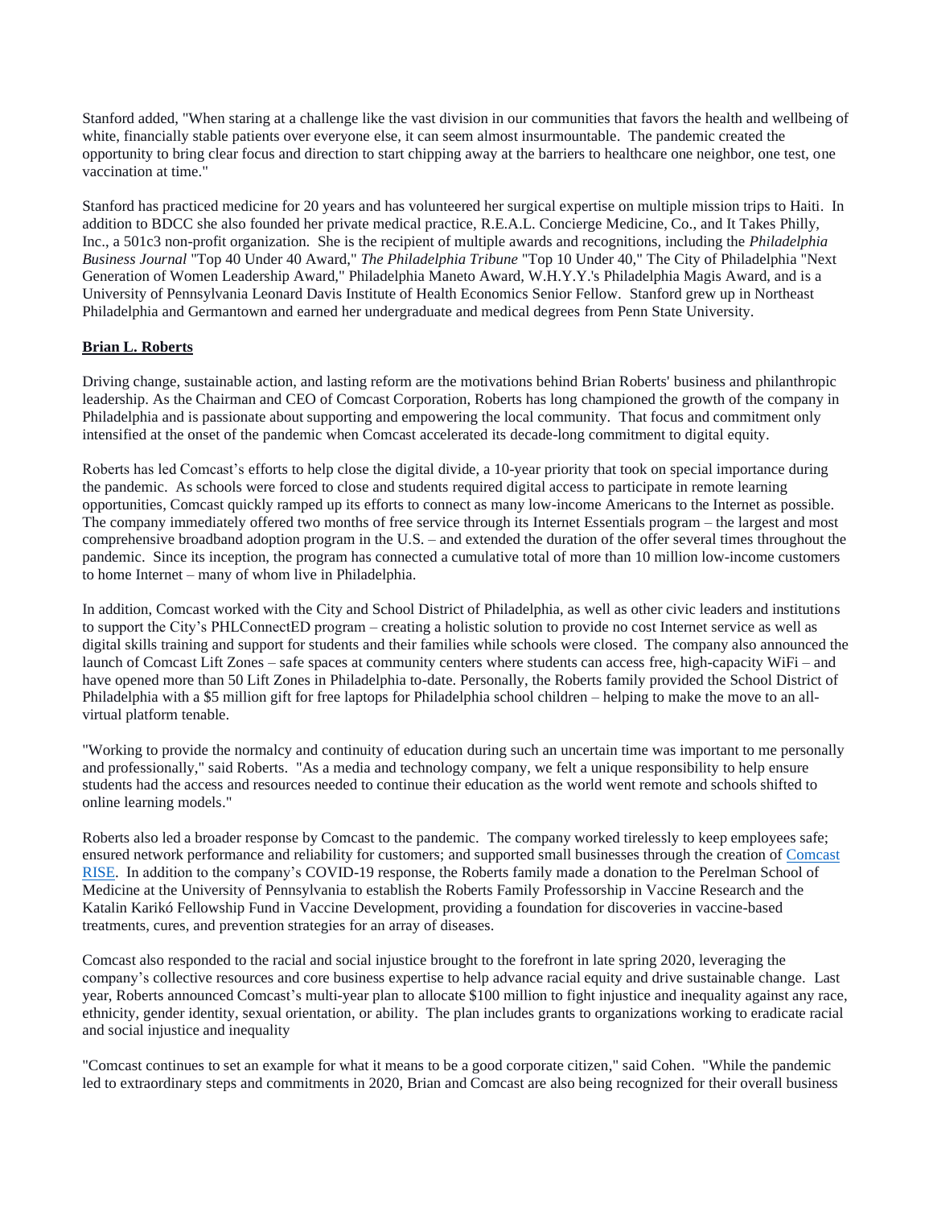Stanford added, "When staring at a challenge like the vast division in our communities that favors the health and wellbeing of white, financially stable patients over everyone else, it can seem almost insurmountable. The pandemic created the opportunity to bring clear focus and direction to start chipping away at the barriers to healthcare one neighbor, one test, one vaccination at time."

Stanford has practiced medicine for 20 years and has volunteered her surgical expertise on multiple mission trips to Haiti. In addition to BDCC she also founded her private medical practice, R.E.A.L. Concierge Medicine, Co., and It Takes Philly, Inc., a 501c3 non-profit organization. She is the recipient of multiple awards and recognitions, including the *Philadelphia Business Journal* "Top 40 Under 40 Award," *The Philadelphia Tribune* "Top 10 Under 40," The City of Philadelphia "Next Generation of Women Leadership Award," Philadelphia Maneto Award, W.H.Y.Y.'s Philadelphia Magis Award, and is a University of Pennsylvania Leonard Davis Institute of Health Economics Senior Fellow. Stanford grew up in Northeast Philadelphia and Germantown and earned her undergraduate and medical degrees from Penn State University.

**Brian L. Roberts**

Driving change, sustainable action, and lasting reform are the motivations behind Brian Roberts' business and philanthropic leadership. As the Chairman and CEO of Comcast Corporation, Roberts has long championed the growth of the company in Philadelphia and is passionate about supporting and empowering the local community. That focus and commitment only intensified at the onset of the pandemic when Comcast accelerated its decade-long commitment to digital equity.

Roberts has led Comcast's efforts to help close the digital divide, a 10-year priority that took on special importance during the pandemic. As schools were forced to close and students required digital access to participate in remote learning opportunities, Comcast quickly ramped up its efforts to connect as many low-income Americans to the Internet as possible. The company immediately offered two months of free service through its Internet Essentials program – the largest and most comprehensive broadband adoption program in the U.S. – and extended the duration of the offer several times throughout the pandemic. Since its inception, the program has connected a cumulative total of more than 10 million low-income customers to home Internet – many of whom live in Philadelphia.

In addition, Comcast worked with the City and School District of Philadelphia, as well as other civic leaders and institutions to support the City's PHLConnectED program – creating a holistic solution to provide no cost Internet service as well as digital skills training and support for students and their families while schools were closed. The company also announced the launch of Comcast Lift Zones – safe spaces at community centers where students can access free, high-capacity WiFi – and have opened more than 50 Lift Zones in Philadelphia to-date. Personally, the Roberts family provided the School District of Philadelphia with a $5 million gift for free laptops for Philadelphia school children – helping to make the move to an all-virtual platform tenable.

"Working to provide the normalcy and continuity of education during such an uncertain time was important to me personally and professionally," said Roberts. "As a media and technology company, we felt a unique responsibility to help ensure students had the access and resources needed to continue their education as the world went remote and schools shifted to online learning models."

Roberts also led a broader response by Comcast to the pandemic. The company worked tirelessly to keep employees safe; ensured network performance and reliability for customers; and supported small businesses through the creation of Comcast RISE. In addition to the company's COVID-19 response, the Roberts family made a donation to the Perelman School of Medicine at the University of Pennsylvania to establish the Roberts Family Professorship in Vaccine Research and the Katalin Karikó Fellowship Fund in Vaccine Development, providing a foundation for discoveries in vaccine-based treatments, cures, and prevention strategies for an array of diseases.

Comcast also responded to the racial and social injustice brought to the forefront in late spring 2020, leveraging the company's collective resources and core business expertise to help advance racial equity and drive sustainable change. Last year, Roberts announced Comcast's multi-year plan to allocate $100 million to fight injustice and inequality against any race, ethnicity, gender identity, sexual orientation, or ability. The plan includes grants to organizations working to eradicate racial and social injustice and inequality

"Comcast continues to set an example for what it means to be a good corporate citizen," said Cohen. "While the pandemic led to extraordinary steps and commitments in 2020, Brian and Comcast are also being recognized for their overall business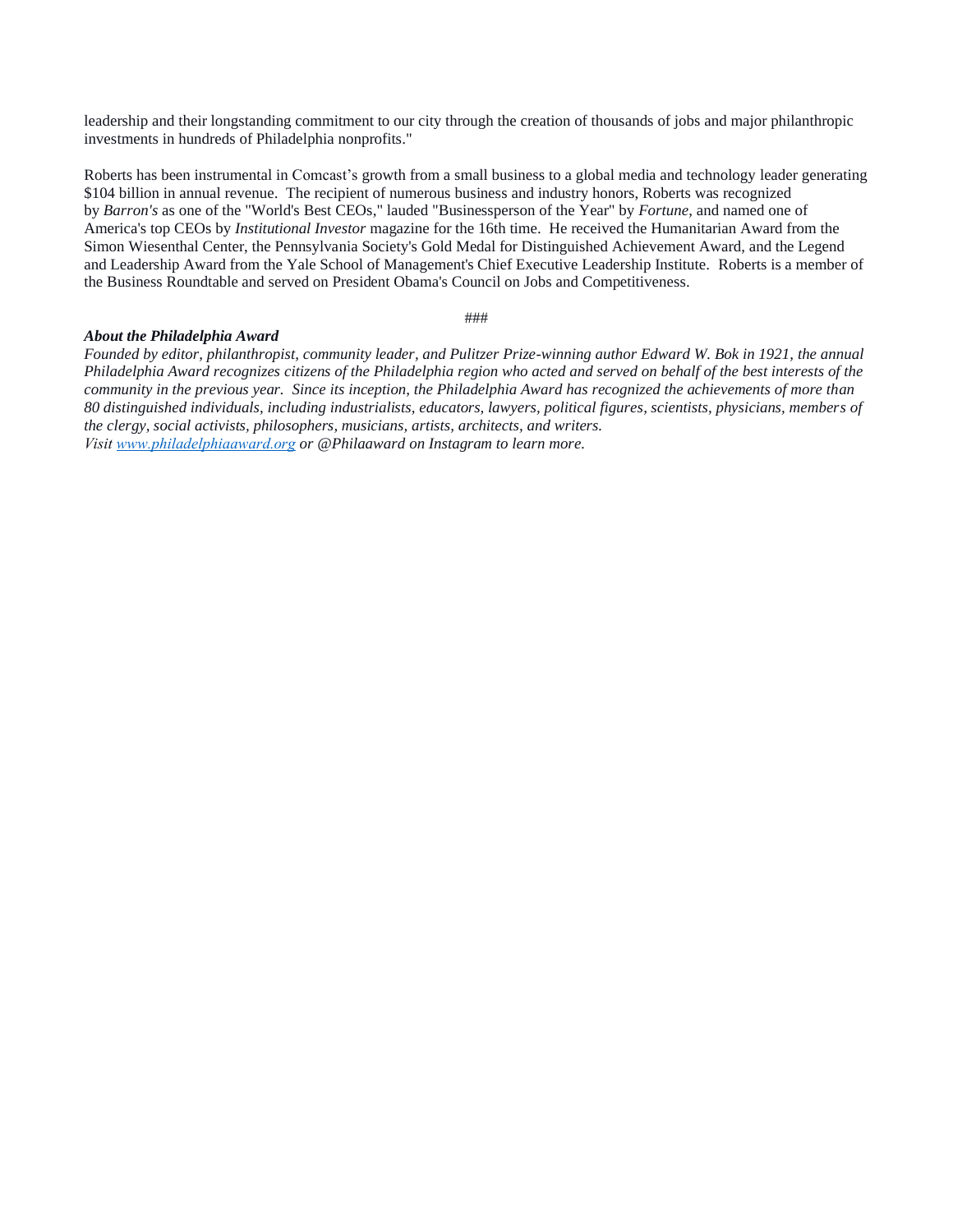leadership and their longstanding commitment to our city through the creation of thousands of jobs and major philanthropic investments in hundreds of Philadelphia nonprofits."

Roberts has been instrumental in Comcast's growth from a small business to a global media and technology leader generating $104 billion in annual revenue. The recipient of numerous business and industry honors, Roberts was recognized by *Barron's* as one of the "World's Best CEOs," lauded "Businessperson of the Year" by *Fortune*, and named one of America's top CEOs by *Institutional Investor* magazine for the 16th time. He received the Humanitarian Award from the Simon Wiesenthal Center, the Pennsylvania Society's Gold Medal for Distinguished Achievement Award, and the Legend and Leadership Award from the Yale School of Management's Chief Executive Leadership Institute. Roberts is a member of the Business Roundtable and served on President Obama's Council on Jobs and Competitiveness.

###

***About the Philadelphia Award***

*Founded by editor, philanthropist, community leader, and Pulitzer Prize-winning author Edward W. Bok in 1921, the annual Philadelphia Award recognizes citizens of the Philadelphia region who acted and served on behalf of the best interests of the community in the previous year. Since its inception, the Philadelphia Award has recognized the achievements of more than 80 distinguished individuals, including industrialists, educators, lawyers, political figures, scientists, physicians, members of the clergy, social activists, philosophers, musicians, artists, architects, and writers.*

*Visit [www.philadelphiaaward.org](http://www.philadelphiaaward.org) or @Philaaward on Instagram to learn more.*